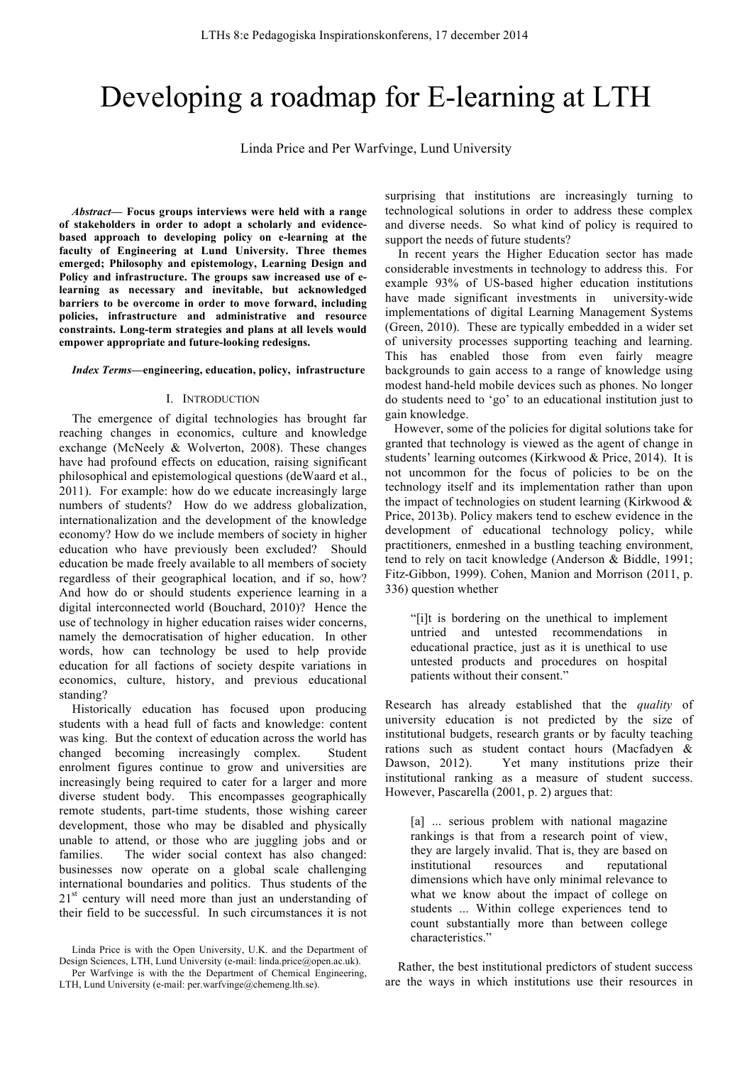# Developing a roadmap for E-learning at LTH

Linda Price and Per Warfvinge, Lund University

***Abstract*— Focus groups interviews were held with a range of stakeholders in order to adopt a scholarly and evidence-based approach to developing policy on e-learning at the faculty of Engineering at Lund University. Three themes emerged; Philosophy and epistemology, Learning Design and Policy and infrastructure. The groups saw increased use of e-learning as necessary and inevitable, but acknowledged barriers to be overcome in order to move forward, including policies, infrastructure and administrative and resource constraints. Long-term strategies and plans at all levels would empower appropriate and future-looking redesigns.**

***Index Terms*—engineering, education, policy, infrastructure**

## I. Introduction

The emergence of digital technologies has brought far reaching changes in economics, culture and knowledge exchange (McNeely & Wolverton, 2008). These changes have had profound effects on education, raising significant philosophical and epistemological questions (deWaard et al., 2011). For example: how do we educate increasingly large numbers of students? How do we address globalization, internationalization and the development of the knowledge economy? How do we include members of society in higher education who have previously been excluded? Should education be made freely available to all members of society regardless of their geographical location, and if so, how? And how do or should students experience learning in a digital interconnected world (Bouchard, 2010)? Hence the use of technology in higher education raises wider concerns, namely the democratisation of higher education. In other words, how can technology be used to help provide education for all factions of society despite variations in economics, culture, history, and previous educational standing?

Historically education has focused upon producing students with a head full of facts and knowledge: content was king. But the context of education across the world has changed becoming increasingly complex. Student enrolment figures continue to grow and universities are increasingly being required to cater for a larger and more diverse student body. This encompasses geographically remote students, part-time students, those wishing career development, those who may be disabled and physically unable to attend, or those who are juggling jobs and or families. The wider social context has also changed: businesses now operate on a global scale challenging international boundaries and politics. Thus students of the 21st century will need more than just an understanding of their field to be successful. In such circumstances it is not surprising that institutions are increasingly turning to technological solutions in order to address these complex and diverse needs. So what kind of policy is required to support the needs of future students?

In recent years the Higher Education sector has made considerable investments in technology to address this. For example 93% of US-based higher education institutions have made significant investments in university-wide implementations of digital Learning Management Systems (Green, 2010). These are typically embedded in a wider set of university processes supporting teaching and learning. This has enabled those from even fairly meagre backgrounds to gain access to a range of knowledge using modest hand-held mobile devices such as phones. No longer do students need to 'go' to an educational institution just to gain knowledge.

However, some of the policies for digital solutions take for granted that technology is viewed as the agent of change in students' learning outcomes (Kirkwood & Price, 2014). It is not uncommon for the focus of policies to be on the technology itself and its implementation rather than upon the impact of technologies on student learning (Kirkwood & Price, 2013b). Policy makers tend to eschew evidence in the development of educational technology policy, while practitioners, enmeshed in a bustling teaching environment, tend to rely on tacit knowledge (Anderson & Biddle, 1991; Fitz-Gibbon, 1999). Cohen, Manion and Morrison (2011, p. 336) question whether

> "[i]t is bordering on the unethical to implement untried and untested recommendations in educational practice, just as it is unethical to use untested products and procedures on hospital patients without their consent."

Research has already established that the *quality* of university education is not predicted by the size of institutional budgets, research grants or by faculty teaching rations such as student contact hours (Macfadyen & Dawson, 2012). Yet many institutions prize their institutional ranking as a measure of student success. However, Pascarella (2001, p. 2) argues that:

> [a] ... serious problem with national magazine rankings is that from a research point of view, they are largely invalid. That is, they are based on institutional resources and reputational dimensions which have only minimal relevance to what we know about the impact of college on students ... Within college experiences tend to count substantially more than between college characteristics."

Rather, the best institutional predictors of student success are the ways in which institutions use their resources in

Linda Price is with the Open University, U.K. and the Department of Design Sciences, LTH, Lund University (e-mail: linda.price@open.ac.uk).

Per Warfvinge is with the the Department of Chemical Engineering, LTH, Lund University (e-mail: per.warfvinge@chemeng.lth.se).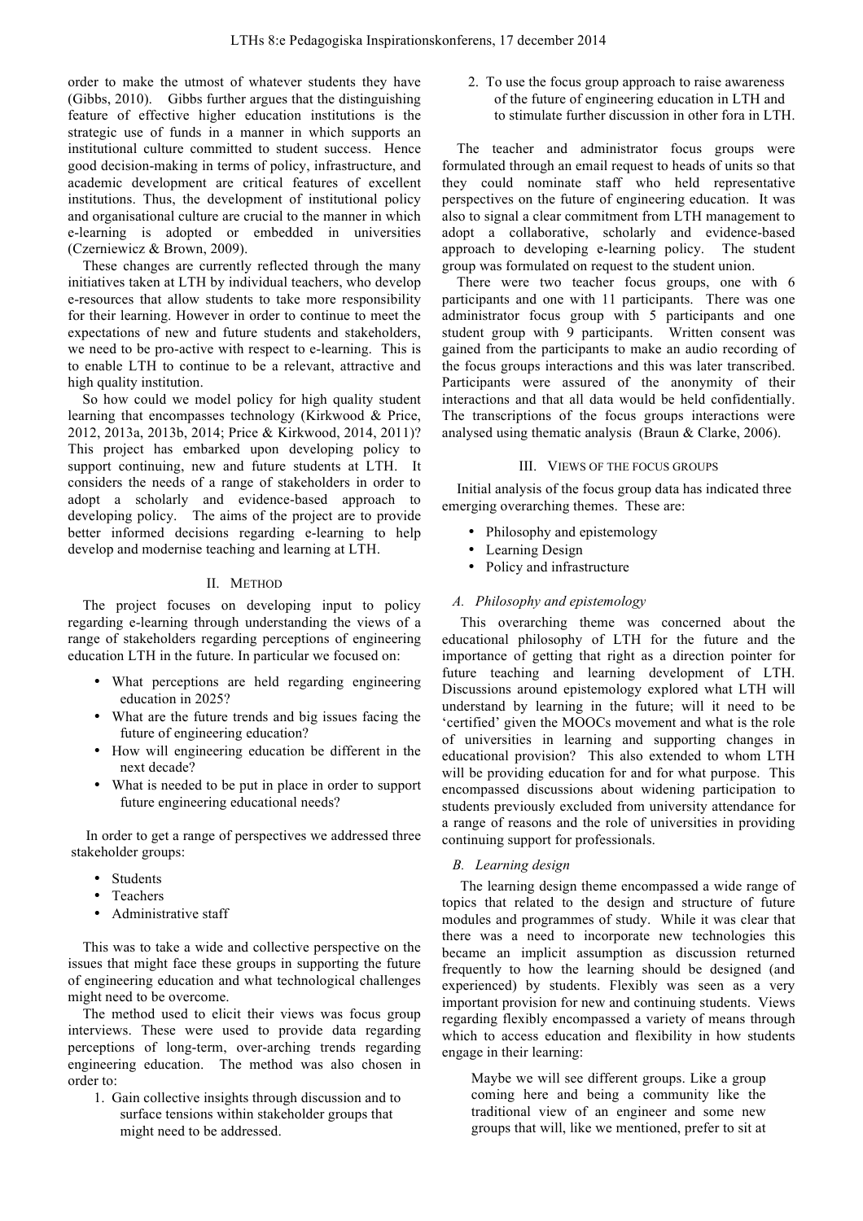order to make the utmost of whatever students they have (Gibbs, 2010). Gibbs further argues that the distinguishing feature of effective higher education institutions is the strategic use of funds in a manner in which supports an institutional culture committed to student success. Hence good decision-making in terms of policy, infrastructure, and academic development are critical features of excellent institutions. Thus, the development of institutional policy and organisational culture are crucial to the manner in which e-learning is adopted or embedded in universities (Czerniewicz & Brown, 2009).

These changes are currently reflected through the many initiatives taken at LTH by individual teachers, who develop e-resources that allow students to take more responsibility for their learning. However in order to continue to meet the expectations of new and future students and stakeholders, we need to be pro-active with respect to e-learning. This is to enable LTH to continue to be a relevant, attractive and high quality institution.

So how could we model policy for high quality student learning that encompasses technology (Kirkwood & Price, 2012, 2013a, 2013b, 2014; Price & Kirkwood, 2014, 2011)? This project has embarked upon developing policy to support continuing, new and future students at LTH. It considers the needs of a range of stakeholders in order to adopt a scholarly and evidence-based approach to developing policy. The aims of the project are to provide better informed decisions regarding e-learning to help develop and modernise teaching and learning at LTH.

## II. Method

The project focuses on developing input to policy regarding e-learning through understanding the views of a range of stakeholders regarding perceptions of engineering education LTH in the future. In particular we focused on:

- What perceptions are held regarding engineering education in 2025?
- What are the future trends and big issues facing the future of engineering education?
- How will engineering education be different in the next decade?
- What is needed to be put in place in order to support future engineering educational needs?

In order to get a range of perspectives we addressed three stakeholder groups:

- Students
- Teachers
- Administrative staff

This was to take a wide and collective perspective on the issues that might face these groups in supporting the future of engineering education and what technological challenges might need to be overcome.

The method used to elicit their views was focus group interviews. These were used to provide data regarding perceptions of long-term, over-arching trends regarding engineering education. The method was also chosen in order to:

1. Gain collective insights through discussion and to surface tensions within stakeholder groups that might need to be addressed.
2. To use the focus group approach to raise awareness of the future of engineering education in LTH and to stimulate further discussion in other fora in LTH.

The teacher and administrator focus groups were formulated through an email request to heads of units so that they could nominate staff who held representative perspectives on the future of engineering education. It was also to signal a clear commitment from LTH management to adopt a collaborative, scholarly and evidence-based approach to developing e-learning policy. The student group was formulated on request to the student union.

There were two teacher focus groups, one with 6 participants and one with 11 participants. There was one administrator focus group with 5 participants and one student group with 9 participants. Written consent was gained from the participants to make an audio recording of the focus groups interactions and this was later transcribed. Participants were assured of the anonymity of their interactions and that all data would be held confidentially. The transcriptions of the focus groups interactions were analysed using thematic analysis (Braun & Clarke, 2006).

## III. Views of the Focus Groups

Initial analysis of the focus group data has indicated three emerging overarching themes. These are:

- Philosophy and epistemology
- Learning Design
- Policy and infrastructure

### *A. Philosophy and epistemology*

This overarching theme was concerned about the educational philosophy of LTH for the future and the importance of getting that right as a direction pointer for future teaching and learning development of LTH. Discussions around epistemology explored what LTH will understand by learning in the future; will it need to be 'certified' given the MOOCs movement and what is the role of universities in learning and supporting changes in educational provision? This also extended to whom LTH will be providing education for and for what purpose. This encompassed discussions about widening participation to students previously excluded from university attendance for a range of reasons and the role of universities in providing continuing support for professionals.

### *B. Learning design*

The learning design theme encompassed a wide range of topics that related to the design and structure of future modules and programmes of study. While it was clear that there was a need to incorporate new technologies this became an implicit assumption as discussion returned frequently to how the learning should be designed (and experienced) by students. Flexibly was seen as a very important provision for new and continuing students. Views regarding flexibly encompassed a variety of means through which to access education and flexibility in how students engage in their learning:

> Maybe we will see different groups. Like a group coming here and being a community like the traditional view of an engineer and some new groups that will, like we mentioned, prefer to sit at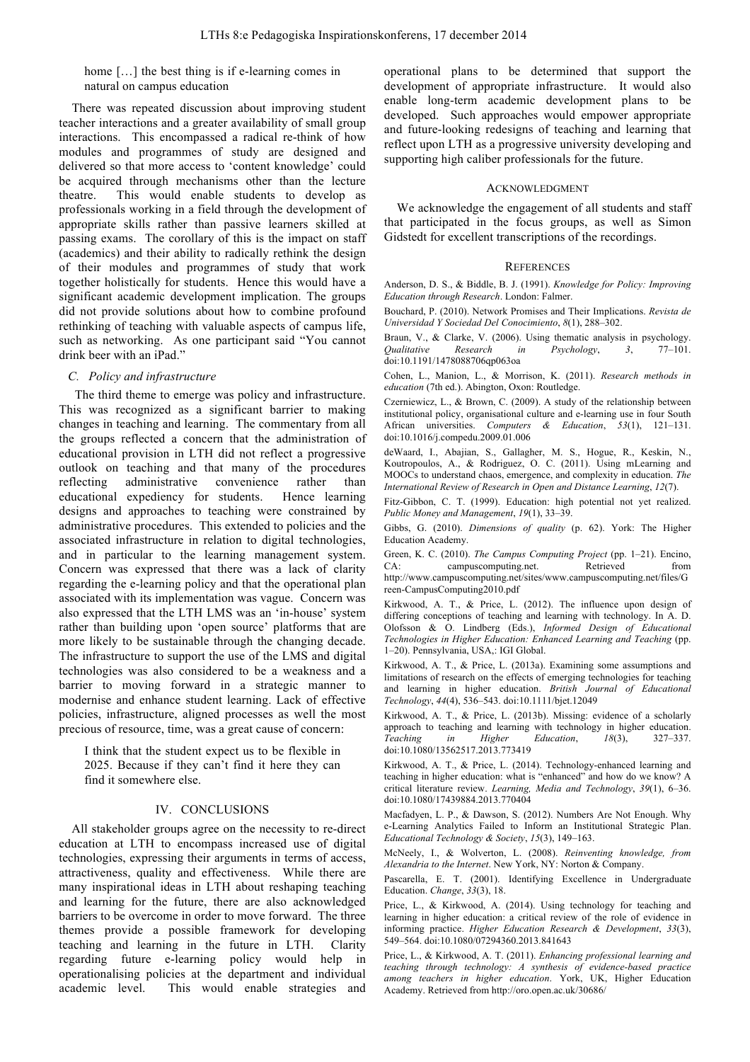home […] the best thing is if e-learning comes in natural on campus education

There was repeated discussion about improving student teacher interactions and a greater availability of small group interactions. This encompassed a radical re-think of how modules and programmes of study are designed and delivered so that more access to 'content knowledge' could be acquired through mechanisms other than the lecture theatre. This would enable students to develop as professionals working in a field through the development of appropriate skills rather than passive learners skilled at passing exams. The corollary of this is the impact on staff (academics) and their ability to radically rethink the design of their modules and programmes of study that work together holistically for students. Hence this would have a significant academic development implication. The groups did not provide solutions about how to combine profound rethinking of teaching with valuable aspects of campus life, such as networking. As one participant said "You cannot drink beer with an iPad."

### *C. Policy and infrastructure*

The third theme to emerge was policy and infrastructure. This was recognized as a significant barrier to making changes in teaching and learning. The commentary from all the groups reflected a concern that the administration of educational provision in LTH did not reflect a progressive outlook on teaching and that many of the procedures reflecting administrative convenience rather than educational expediency for students. Hence learning designs and approaches to teaching were constrained by administrative procedures. This extended to policies and the associated infrastructure in relation to digital technologies, and in particular to the learning management system. Concern was expressed that there was a lack of clarity regarding the e-learning policy and that the operational plan associated with its implementation was vague. Concern was also expressed that the LTH LMS was an 'in-house' system rather than building upon 'open source' platforms that are more likely to be sustainable through the changing decade. The infrastructure to support the use of the LMS and digital technologies was also considered to be a weakness and a barrier to moving forward in a strategic manner to modernise and enhance student learning. Lack of effective policies, infrastructure, aligned processes as well the most precious of resource, time, was a great cause of concern:

I think that the student expect us to be flexible in 2025. Because if they can't find it here they can find it somewhere else.

## IV. Conclusions

All stakeholder groups agree on the necessity to re-direct education at LTH to encompass increased use of digital technologies, expressing their arguments in terms of access, attractiveness, quality and effectiveness. While there are many inspirational ideas in LTH about reshaping teaching and learning for the future, there are also acknowledged barriers to be overcome in order to move forward. The three themes provide a possible framework for developing teaching and learning in the future in LTH. Clarity regarding future e-learning policy would help in operationalising policies at the department and individual academic level. This would enable strategies and operational plans to be determined that support the development of appropriate infrastructure. It would also enable long-term academic development plans to be developed. Such approaches would empower appropriate and future-looking redesigns of teaching and learning that reflect upon LTH as a progressive university developing and supporting high caliber professionals for the future.

## Acknowledgment

We acknowledge the engagement of all students and staff that participated in the focus groups, as well as Simon Gidstedt for excellent transcriptions of the recordings.

## References

Anderson, D. S., & Biddle, B. J. (1991). *Knowledge for Policy: Improving Education through Research*. London: Falmer.

Bouchard, P. (2010). Network Promises and Their Implications. *Revista de Universidad Y Sociedad Del Conocimiento*, *8*(1), 288–302.

Braun, V., & Clarke, V. (2006). Using thematic analysis in psychology. *Qualitative Research in Psychology*, *3*, 77–101. doi:10.1191/1478088706qp063oa

Cohen, L., Manion, L., & Morrison, K. (2011). *Research methods in education* (7th ed.). Abington, Oxon: Routledge.

Czerniewicz, L., & Brown, C. (2009). A study of the relationship between institutional policy, organisational culture and e-learning use in four South African universities. *Computers & Education*, *53*(1), 121–131. doi:10.1016/j.compedu.2009.01.006

deWaard, I., Abajian, S., Gallagher, M. S., Hogue, R., Keskin, N., Koutropoulos, A., & Rodriguez, O. C. (2011). Using mLearning and MOOCs to understand chaos, emergence, and complexity in education. *The International Review of Research in Open and Distance Learning*, *12*(7).

Fitz-Gibbon, C. T. (1999). Education: high potential not yet realized. *Public Money and Management*, *19*(1), 33–39.

Gibbs, G. (2010). *Dimensions of quality* (p. 62). York: The Higher Education Academy.

Green, K. C. (2010). *The Campus Computing Project* (pp. 1–21). Encino, CA: campuscomputing.net. Retrieved from http://www.campuscomputing.net/sites/www.campuscomputing.net/files/Green-CampusComputing2010.pdf

Kirkwood, A. T., & Price, L. (2012). The influence upon design of differing conceptions of teaching and learning with technology. In A. D. Olofsson & O. Lindberg (Eds.), *Informed Design of Educational Technologies in Higher Education: Enhanced Learning and Teaching* (pp. 1–20). Pennsylvania, USA,: IGI Global.

Kirkwood, A. T., & Price, L. (2013a). Examining some assumptions and limitations of research on the effects of emerging technologies for teaching and learning in higher education. *British Journal of Educational Technology*, *44*(4), 536–543. doi:10.1111/bjet.12049

Kirkwood, A. T., & Price, L. (2013b). Missing: evidence of a scholarly approach to teaching and learning with technology in higher education. *Teaching in Higher Education*, *18*(3), 327–337. doi:10.1080/13562517.2013.773419

Kirkwood, A. T., & Price, L. (2014). Technology-enhanced learning and teaching in higher education: what is "enhanced" and how do we know? A critical literature review. *Learning, Media and Technology*, *39*(1), 6–36. doi:10.1080/17439884.2013.770404

Macfadyen, L. P., & Dawson, S. (2012). Numbers Are Not Enough. Why e-Learning Analytics Failed to Inform an Institutional Strategic Plan. *Educational Technology & Society*, *15*(3), 149–163.

McNeely, I., & Wolverton, L. (2008). *Reinventing knowledge, from Alexandria to the Internet*. New York, NY: Norton & Company.

Pascarella, E. T. (2001). Identifying Excellence in Undergraduate Education. *Change*, *33*(3), 18.

Price, L., & Kirkwood, A. (2014). Using technology for teaching and learning in higher education: a critical review of the role of evidence in informing practice. *Higher Education Research & Development*, *33*(3), 549–564. doi:10.1080/07294360.2013.841643

Price, L., & Kirkwood, A. T. (2011). *Enhancing professional learning and teaching through technology: A synthesis of evidence-based practice among teachers in higher education*. York, UK, Higher Education Academy. Retrieved from http://oro.open.ac.uk/30686/